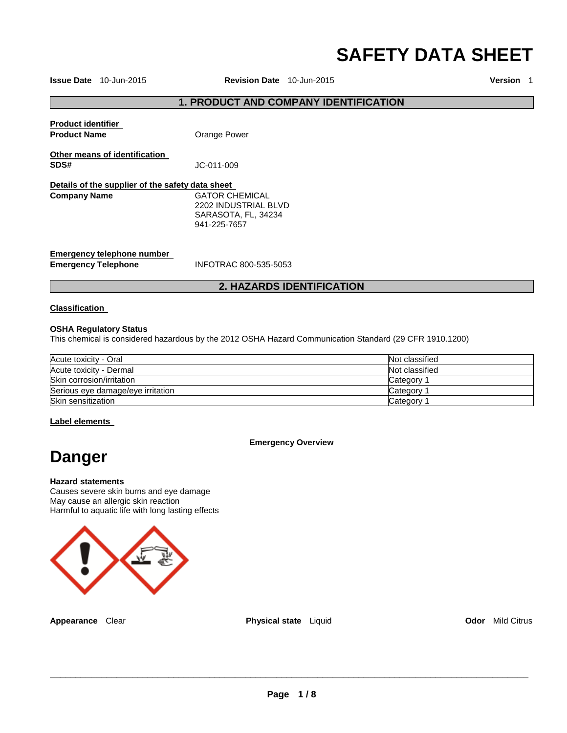# SAFETY DATA SHEET

**Issue Date** 10-Jun-2015 **Revision Date** 10-Jun-2015 **Version** 1

## 1. PRODUCT AND COMPANY IDENTIFICATION

**Product identifier**

**Product Name** Orange Power

**Other means of identification**

**SDS#** JC-011-009

**Details of the supplier of the safety data sheet**

**Company Name** GATOR CHEMICAL
2202 INDUSTRIAL BLVD
SARASOTA, FL, 34234
941-225-7657

**Emergency telephone number**

**Emergency Telephone** INFOTRAC 800-535-5053

## 2. HAZARDS IDENTIFICATION

**Classification**

**OSHA Regulatory Status**
This chemical is considered hazardous by the 2012 OSHA Hazard Communication Standard (29 CFR 1910.1200)

| | |
|---|---|
| Acute toxicity - Oral | Not classified |
| Acute toxicity - Dermal | Not classified |
| Skin corrosion/irritation | Category 1 |
| Serious eye damage/eye irritation | Category 1 |
| Skin sensitization | Category 1 |

**Label elements**

**Emergency Overview**

# Danger

**Hazard statements**
Causes severe skin burns and eye damage
May cause an allergic skin reaction
Harmful to aquatic life with long lasting effects

**Appearance** Clear **Physical state** Liquid **Odor** Mild Citrus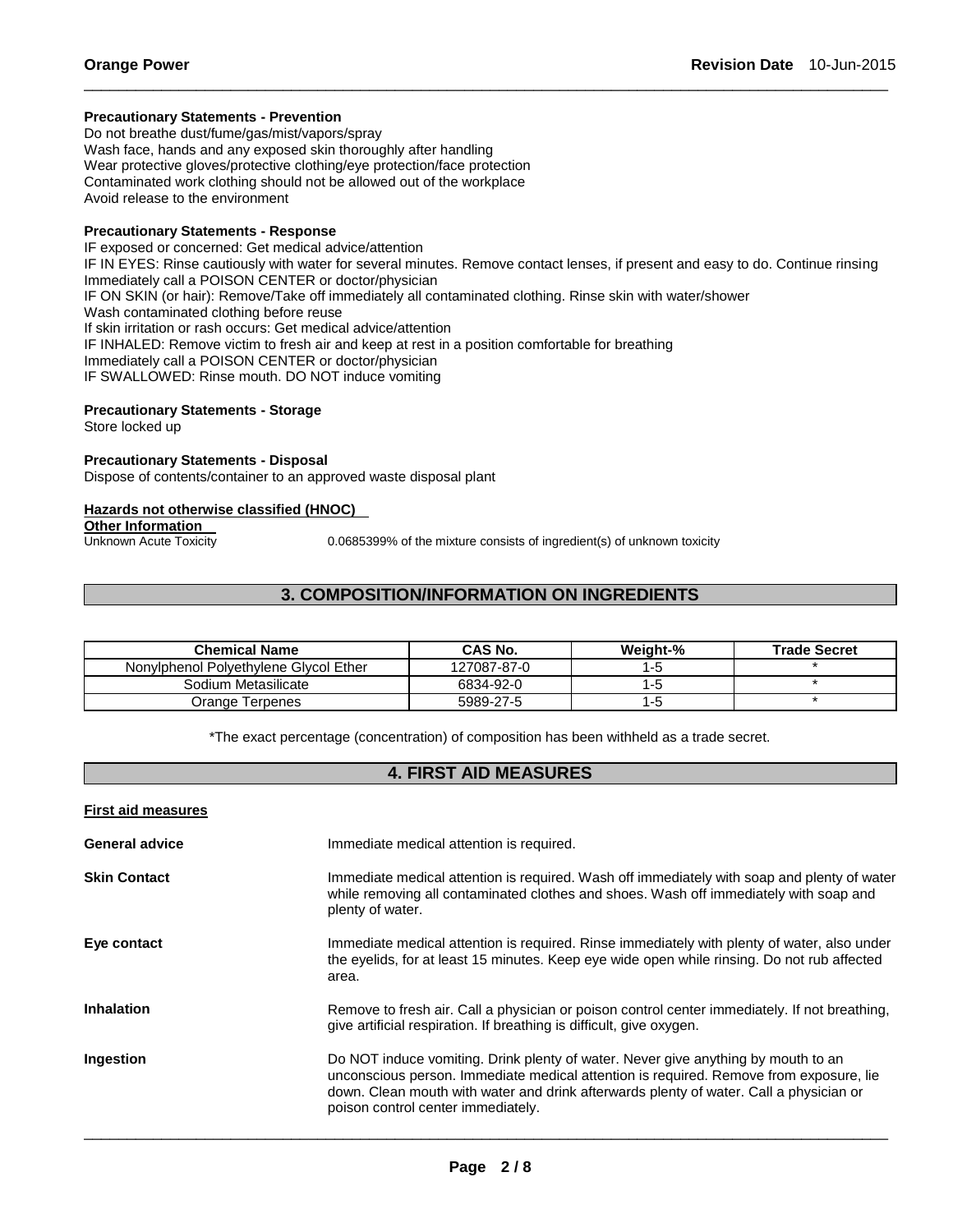**Precautionary Statements - Prevention**

Do not breathe dust/fume/gas/mist/vapors/spray
Wash face, hands and any exposed skin thoroughly after handling
Wear protective gloves/protective clothing/eye protection/face protection
Contaminated work clothing should not be allowed out of the workplace
Avoid release to the environment

**Precautionary Statements - Response**

IF exposed or concerned: Get medical advice/attention
IF IN EYES: Rinse cautiously with water for several minutes. Remove contact lenses, if present and easy to do. Continue rinsing
Immediately call a POISON CENTER or doctor/physician
IF ON SKIN (or hair): Remove/Take off immediately all contaminated clothing. Rinse skin with water/shower
Wash contaminated clothing before reuse
If skin irritation or rash occurs: Get medical advice/attention
IF INHALED: Remove victim to fresh air and keep at rest in a position comfortable for breathing
Immediately call a POISON CENTER or doctor/physician
IF SWALLOWED: Rinse mouth. DO NOT induce vomiting

**Precautionary Statements - Storage**

Store locked up

**Precautionary Statements - Disposal**

Dispose of contents/container to an approved waste disposal plant

**Hazards not otherwise classified (HNOC)**

**Other Information**

Unknown Acute Toxicity — 0.0685399% of the mixture consists of ingredient(s) of unknown toxicity

## 3. COMPOSITION/INFORMATION ON INGREDIENTS

| Chemical Name | CAS No. | Weight-% | Trade Secret |
| --- | --- | --- | --- |
| Nonylphenol Polyethylene Glycol Ether | 127087-87-0 | 1-5 | * |
| Sodium Metasilicate | 6834-92-0 | 1-5 | * |
| Orange Terpenes | 5989-27-5 | 1-5 | * |

*The exact percentage (concentration) of composition has been withheld as a trade secret.

## 4. FIRST AID MEASURES

**First aid measures**

**General advice** — Immediate medical attention is required.

**Skin Contact** — Immediate medical attention is required. Wash off immediately with soap and plenty of water while removing all contaminated clothes and shoes. Wash off immediately with soap and plenty of water.

**Eye contact** — Immediate medical attention is required. Rinse immediately with plenty of water, also under the eyelids, for at least 15 minutes. Keep eye wide open while rinsing. Do not rub affected area.

**Inhalation** — Remove to fresh air. Call a physician or poison control center immediately. If not breathing, give artificial respiration. If breathing is difficult, give oxygen.

**Ingestion** — Do NOT induce vomiting. Drink plenty of water. Never give anything by mouth to an unconscious person. Immediate medical attention is required. Remove from exposure, lie down. Clean mouth with water and drink afterwards plenty of water. Call a physician or poison control center immediately.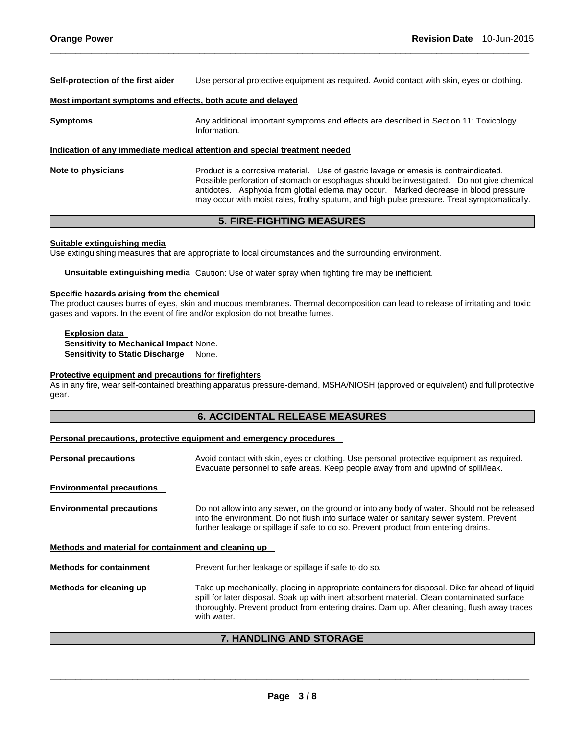**Self-protection of the first aider** Use personal protective equipment as required. Avoid contact with skin, eyes or clothing.

**Most important symptoms and effects, both acute and delayed**

**Symptoms** Any additional important symptoms and effects are described in Section 11: Toxicology Information.

**Indication of any immediate medical attention and special treatment needed**

**Note to physicians** Product is a corrosive material. Use of gastric lavage or emesis is contraindicated. Possible perforation of stomach or esophagus should be investigated. Do not give chemical antidotes. Asphyxia from glottal edema may occur. Marked decrease in blood pressure may occur with moist rales, frothy sputum, and high pulse pressure. Treat symptomatically.

## 5. FIRE-FIGHTING MEASURES

**Suitable extinguishing media**
Use extinguishing measures that are appropriate to local circumstances and the surrounding environment.

**Unsuitable extinguishing media** Caution: Use of water spray when fighting fire may be inefficient.

**Specific hazards arising from the chemical**
The product causes burns of eyes, skin and mucous membranes. Thermal decomposition can lead to release of irritating and toxic gases and vapors. In the event of fire and/or explosion do not breathe fumes.

**Explosion data**
**Sensitivity to Mechanical Impact** None.
**Sensitivity to Static Discharge** None.

**Protective equipment and precautions for firefighters**
As in any fire, wear self-contained breathing apparatus pressure-demand, MSHA/NIOSH (approved or equivalent) and full protective gear.

## 6. ACCIDENTAL RELEASE MEASURES

**Personal precautions, protective equipment and emergency procedures**

**Personal precautions** Avoid contact with skin, eyes or clothing. Use personal protective equipment as required. Evacuate personnel to safe areas. Keep people away from and upwind of spill/leak.

**Environmental precautions**

**Environmental precautions** Do not allow into any sewer, on the ground or into any body of water. Should not be released into the environment. Do not flush into surface water or sanitary sewer system. Prevent further leakage or spillage if safe to do so. Prevent product from entering drains.

**Methods and material for containment and cleaning up**

**Methods for containment** Prevent further leakage or spillage if safe to do so.

**Methods for cleaning up** Take up mechanically, placing in appropriate containers for disposal. Dike far ahead of liquid spill for later disposal. Soak up with inert absorbent material. Clean contaminated surface thoroughly. Prevent product from entering drains. Dam up. After cleaning, flush away traces with water.

## 7. HANDLING AND STORAGE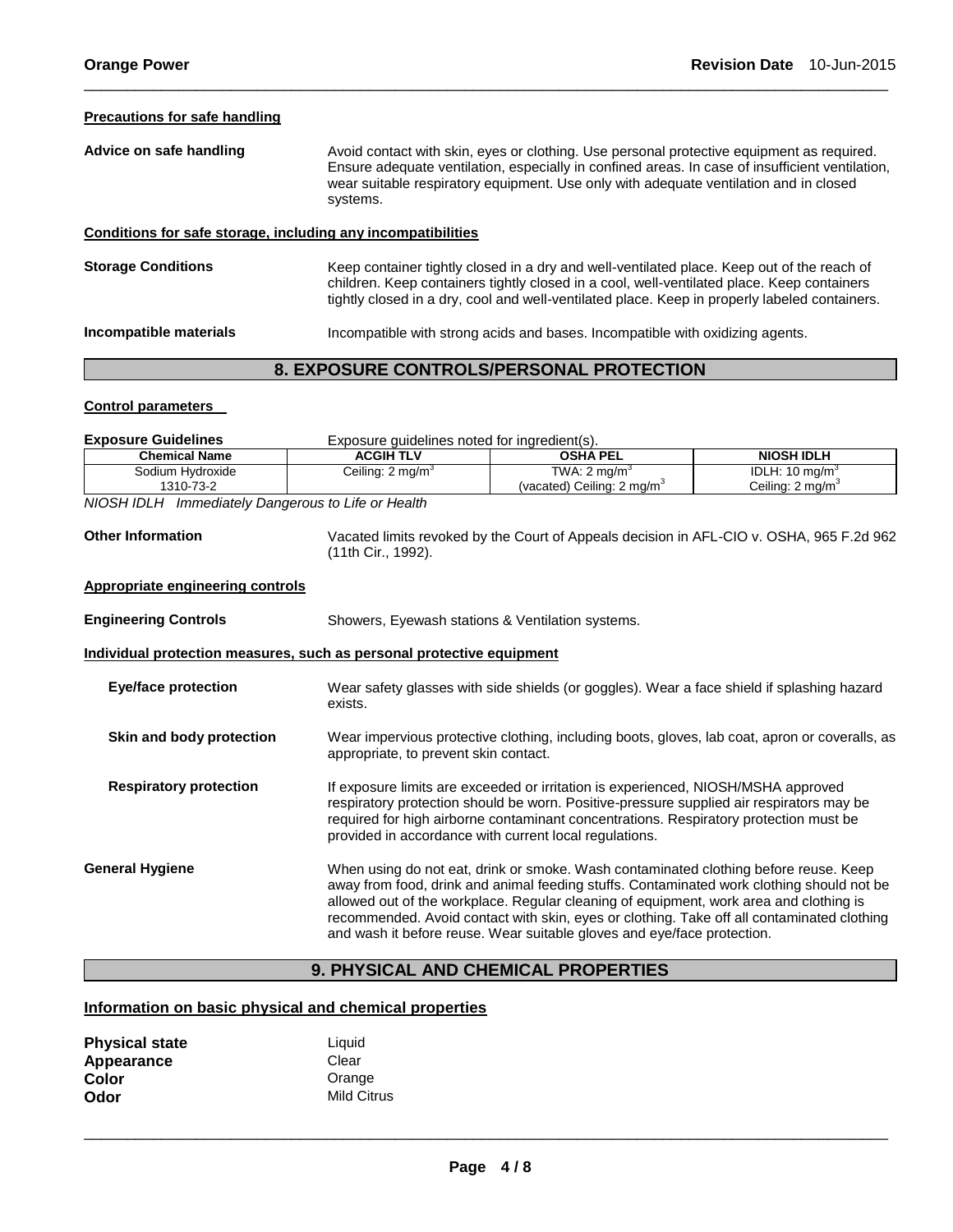**Precautions for safe handling**

**Advice on safe handling** Avoid contact with skin, eyes or clothing. Use personal protective equipment as required. Ensure adequate ventilation, especially in confined areas. In case of insufficient ventilation, wear suitable respiratory equipment. Use only with adequate ventilation and in closed systems.

**Conditions for safe storage, including any incompatibilities**

**Storage Conditions** Keep container tightly closed in a dry and well-ventilated place. Keep out of the reach of children. Keep containers tightly closed in a cool, well-ventilated place. Keep containers tightly closed in a dry, cool and well-ventilated place. Keep in properly labeled containers.

**Incompatible materials** Incompatible with strong acids and bases. Incompatible with oxidizing agents.

## 8. EXPOSURE CONTROLS/PERSONAL PROTECTION

**Control parameters**

**Exposure Guidelines** Exposure guidelines noted for ingredient(s).

| Chemical Name | ACGIH TLV | OSHA PEL | NIOSH IDLH |
|---|---|---|---|
| Sodium Hydroxide<br>1310-73-2 | Ceiling: 2 mg/m$^3$ | TWA: 2 mg/m$^3$<br>(vacated) Ceiling: 2 mg/m$^3$ | IDLH: 10 mg/m$^3$<br>Ceiling: 2 mg/m$^3$ |

*NIOSH IDLH Immediately Dangerous to Life or Health*

**Other Information** Vacated limits revoked by the Court of Appeals decision in AFL-CIO v. OSHA, 965 F.2d 962 (11th Cir., 1992).

**Appropriate engineering controls**

**Engineering Controls** Showers, Eyewash stations & Ventilation systems.

**Individual protection measures, such as personal protective equipment**

**Eye/face protection** Wear safety glasses with side shields (or goggles). Wear a face shield if splashing hazard exists.

**Skin and body protection** Wear impervious protective clothing, including boots, gloves, lab coat, apron or coveralls, as appropriate, to prevent skin contact.

**Respiratory protection** If exposure limits are exceeded or irritation is experienced, NIOSH/MSHA approved respiratory protection should be worn. Positive-pressure supplied air respirators may be required for high airborne contaminant concentrations. Respiratory protection must be provided in accordance with current local regulations.

**General Hygiene** When using do not eat, drink or smoke. Wash contaminated clothing before reuse. Keep away from food, drink and animal feeding stuffs. Contaminated work clothing should not be allowed out of the workplace. Regular cleaning of equipment, work area and clothing is recommended. Avoid contact with skin, eyes or clothing. Take off all contaminated clothing and wash it before reuse. Wear suitable gloves and eye/face protection.

## 9. PHYSICAL AND CHEMICAL PROPERTIES

**Information on basic physical and chemical properties**

**Physical state** Liquid
**Appearance** Clear
**Color** Orange
**Odor** Mild Citrus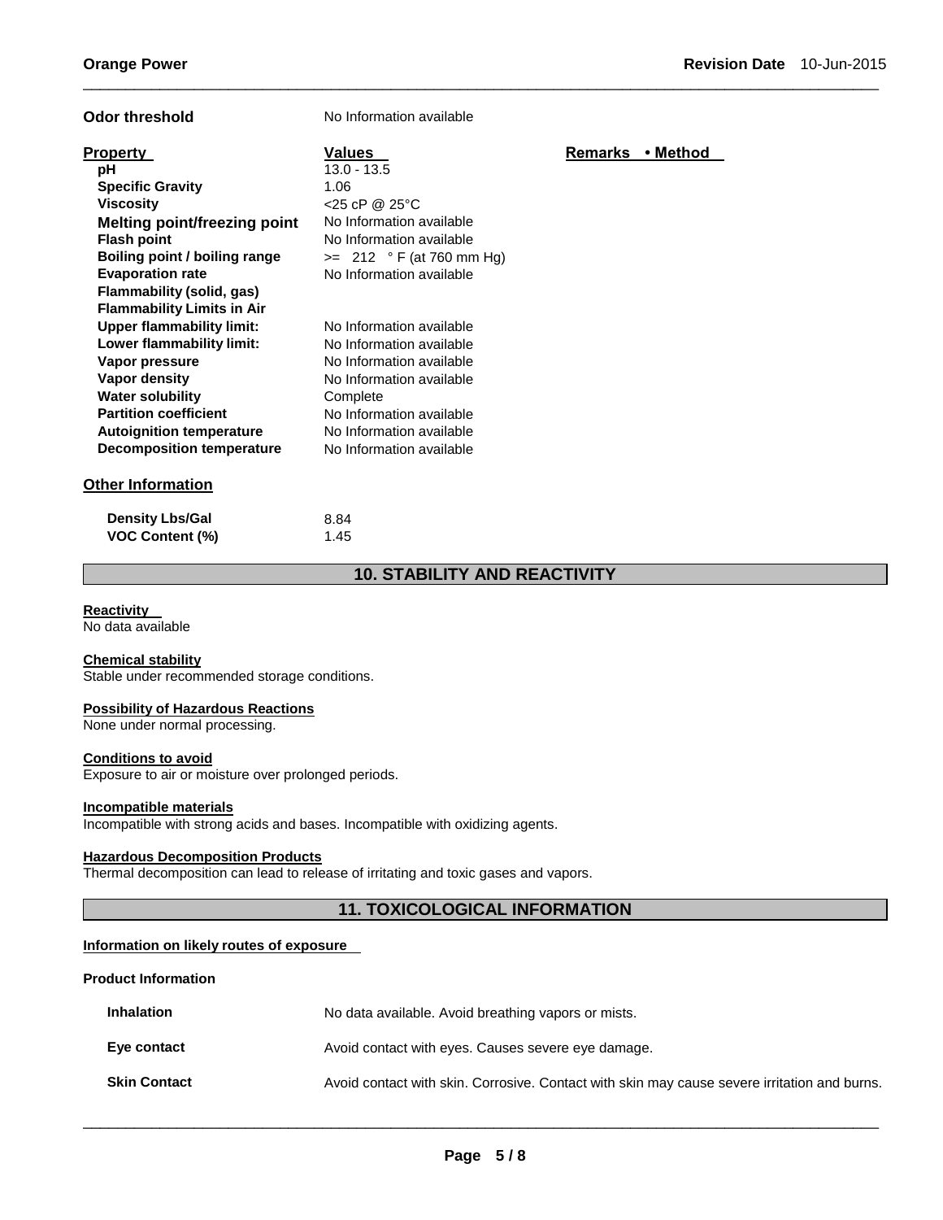**Odor threshold** No Information available

| Property | Values | Remarks • Method |
|---|---|---|
| pH | 13.0 - 13.5 | |
| Specific Gravity | 1.06 | |
| Viscosity | <25 cP @ 25°C | |
| Melting point/freezing point | No Information available | |
| Flash point | No Information available | |
| Boiling point / boiling range | >= 212 ° F (at 760 mm Hg) | |
| Evaporation rate | No Information available | |
| Flammability (solid, gas) | | |
| Flammability Limits in Air | | |
| Upper flammability limit: | No Information available | |
| Lower flammability limit: | No Information available | |
| Vapor pressure | No Information available | |
| Vapor density | No Information available | |
| Water solubility | Complete | |
| Partition coefficient | No Information available | |
| Autoignition temperature | No Information available | |
| Decomposition temperature | No Information available | |

**Other Information**

| | |
|---|---|
| Density Lbs/Gal | 8.84 |
| VOC Content (%) | 1.45 |

## 10. STABILITY AND REACTIVITY

**Reactivity**
No data available

**Chemical stability**
Stable under recommended storage conditions.

**Possibility of Hazardous Reactions**
None under normal processing.

**Conditions to avoid**
Exposure to air or moisture over prolonged periods.

**Incompatible materials**
Incompatible with strong acids and bases. Incompatible with oxidizing agents.

**Hazardous Decomposition Products**
Thermal decomposition can lead to release of irritating and toxic gases and vapors.

## 11. TOXICOLOGICAL INFORMATION

**Information on likely routes of exposure**

**Product Information**

| | |
|---|---|
| Inhalation | No data available. Avoid breathing vapors or mists. |
| Eye contact | Avoid contact with eyes. Causes severe eye damage. |
| Skin Contact | Avoid contact with skin. Corrosive. Contact with skin may cause severe irritation and burns. |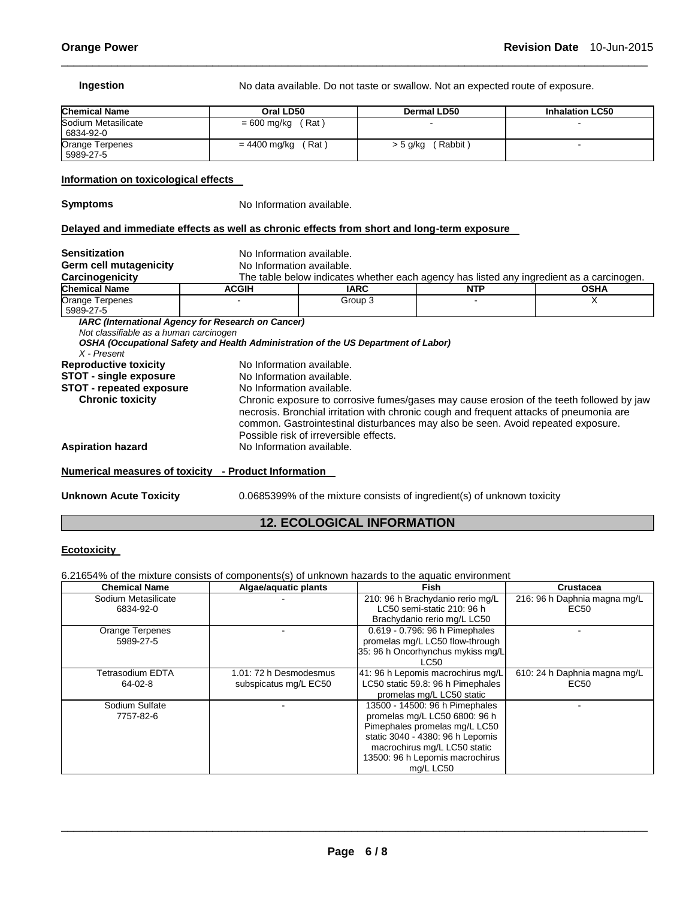**Ingestion** No data available. Do not taste or swallow. Not an expected route of exposure.

| Chemical Name | Oral LD50 | Dermal LD50 | Inhalation LC50 |
|---|---|---|---|
| Sodium Metasilicate 6834-92-0 | = 600 mg/kg ( Rat ) | - | - |
| Orange Terpenes 5989-27-5 | = 4400 mg/kg ( Rat ) | > 5 g/kg ( Rabbit ) | - |

**Information on toxicological effects**

**Symptoms** No Information available.

**Delayed and immediate effects as well as chronic effects from short and long-term exposure**

**Sensitization** No Information available.
**Germ cell mutagenicity** No Information available.
**Carcinogenicity** The table below indicates whether each agency has listed any ingredient as a carcinogen.

| Chemical Name | ACGIH | IARC | NTP | OSHA |
|---|---|---|---|---|
| Orange Terpenes 5989-27-5 | - | Group 3 | - | X |

***IARC (International Agency for Research on Cancer)***
*Not classifiable as a human carcinogen*
***OSHA (Occupational Safety and Health Administration of the US Department of Labor)***
*X - Present*

**Reproductive toxicity** No Information available.
**STOT - single exposure** No Information available.
**STOT - repeated exposure** No Information available.
**Chronic toxicity** Chronic exposure to corrosive fumes/gases may cause erosion of the teeth followed by jaw necrosis. Bronchial irritation with chronic cough and frequent attacks of pneumonia are common. Gastrointestinal disturbances may also be seen. Avoid repeated exposure. Possible risk of irreversible effects.
**Aspiration hazard** No Information available.

**Numerical measures of toxicity - Product Information**

**Unknown Acute Toxicity** 0.0685399% of the mixture consists of ingredient(s) of unknown toxicity

## 12. ECOLOGICAL INFORMATION

**Ecotoxicity**

6.21654% of the mixture consists of components(s) of unknown hazards to the aquatic environment

| Chemical Name | Algae/aquatic plants | Fish | Crustacea |
|---|---|---|---|
| Sodium Metasilicate 6834-92-0 | - | 210: 96 h Brachydanio rerio mg/L LC50 semi-static 210: 96 h Brachydanio rerio mg/L LC50 | 216: 96 h Daphnia magna mg/L EC50 |
| Orange Terpenes 5989-27-5 | - | 0.619 - 0.796: 96 h Pimephales promelas mg/L LC50 flow-through 35: 96 h Oncorhynchus mykiss mg/L LC50 | - |
| Tetrasodium EDTA 64-02-8 | 1.01: 72 h Desmodesmus subspicatus mg/L EC50 | 41: 96 h Lepomis macrochirus mg/L LC50 static 59.8: 96 h Pimephales promelas mg/L LC50 static | 610: 24 h Daphnia magna mg/L EC50 |
| Sodium Sulfate 7757-82-6 | - | 13500 - 14500: 96 h Pimephales promelas mg/L LC50 6800: 96 h Pimephales promelas mg/L LC50 static 3040 - 4380: 96 h Lepomis macrochirus mg/L LC50 static 13500: 96 h Lepomis macrochirus mg/L LC50 | - |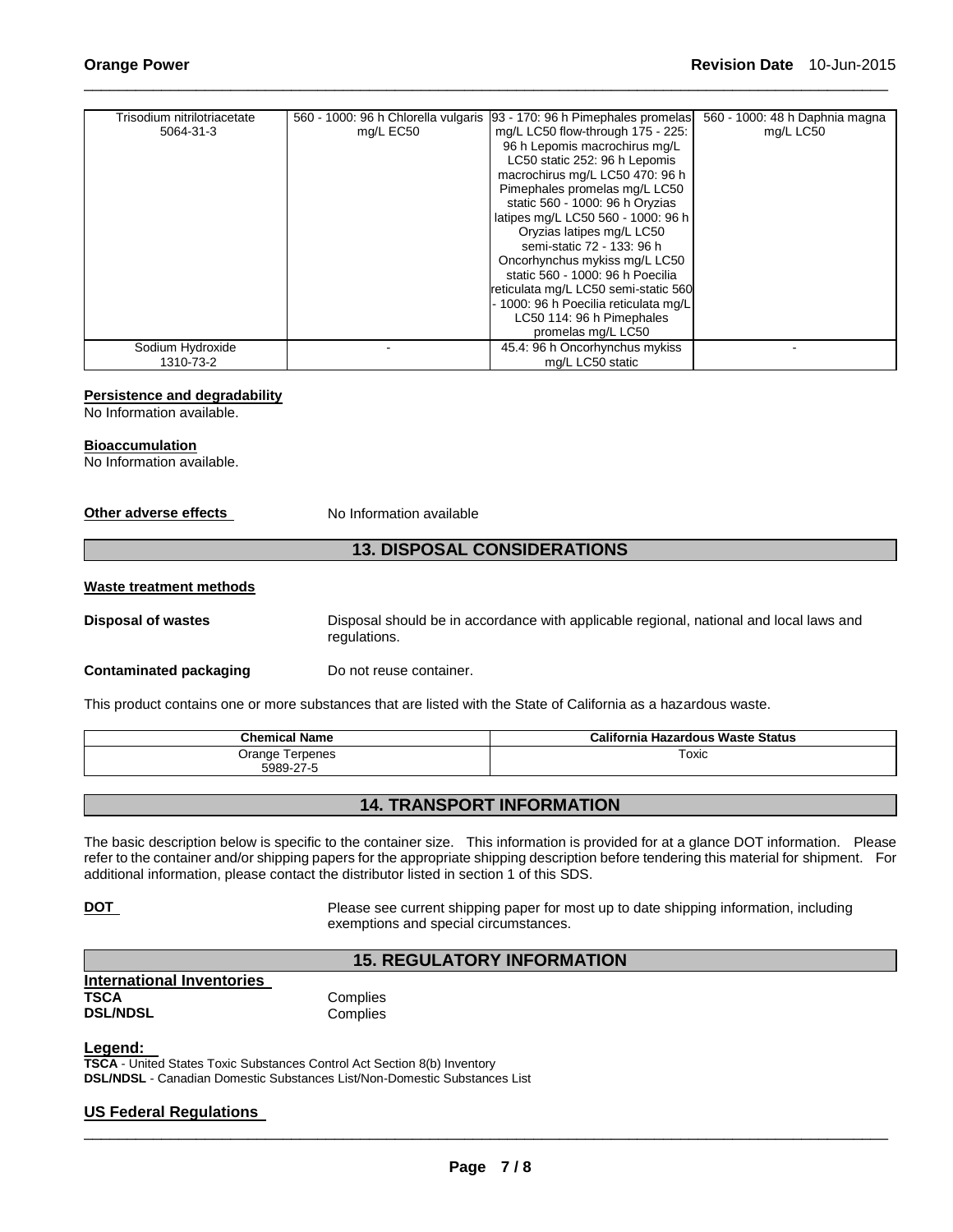| | | | |
|---|---|---|---|
| Trisodium nitrilotriacetate 5064-31-3 | 560 - 1000: 96 h Chlorella vulgaris mg/L EC50 | 93 - 170: 96 h Pimephales promelas mg/L LC50 flow-through 175 - 225: 96 h Lepomis macrochirus mg/L LC50 static 252: 96 h Lepomis macrochirus mg/L LC50 470: 96 h Pimephales promelas mg/L LC50 static 560 - 1000: 96 h Oryzias latipes mg/L LC50 560 - 1000: 96 h Oryzias latipes mg/L LC50 semi-static 72 - 133: 96 h Oncorhynchus mykiss mg/L LC50 static 560 - 1000: 96 h Poecilia reticulata mg/L LC50 semi-static 560 - 1000: 96 h Poecilia reticulata mg/L LC50 114: 96 h Pimephales promelas mg/L LC50 | 560 - 1000: 48 h Daphnia magna mg/L LC50 |
| Sodium Hydroxide 1310-73-2 | - | 45.4: 96 h Oncorhynchus mykiss mg/L LC50 static | - |

**Persistence and degradability**

No Information available.

**Bioaccumulation**

No Information available.

**Other adverse effects** No Information available

## 13. DISPOSAL CONSIDERATIONS

**Waste treatment methods**

**Disposal of wastes** Disposal should be in accordance with applicable regional, national and local laws and regulations.

**Contaminated packaging** Do not reuse container.

This product contains one or more substances that are listed with the State of California as a hazardous waste.

| Chemical Name | California Hazardous Waste Status |
|---|---|
| Orange Terpenes 5989-27-5 | Toxic |

## 14. TRANSPORT INFORMATION

The basic description below is specific to the container size. This information is provided for at a glance DOT information. Please refer to the container and/or shipping papers for the appropriate shipping description before tendering this material for shipment. For additional information, please contact the distributor listed in section 1 of this SDS.

**DOT** Please see current shipping paper for most up to date shipping information, including exemptions and special circumstances.

## 15. REGULATORY INFORMATION

**International Inventories**

**TSCA** Complies
**DSL/NDSL** Complies

**Legend:**

**TSCA** - United States Toxic Substances Control Act Section 8(b) Inventory
**DSL/NDSL** - Canadian Domestic Substances List/Non-Domestic Substances List

**US Federal Regulations**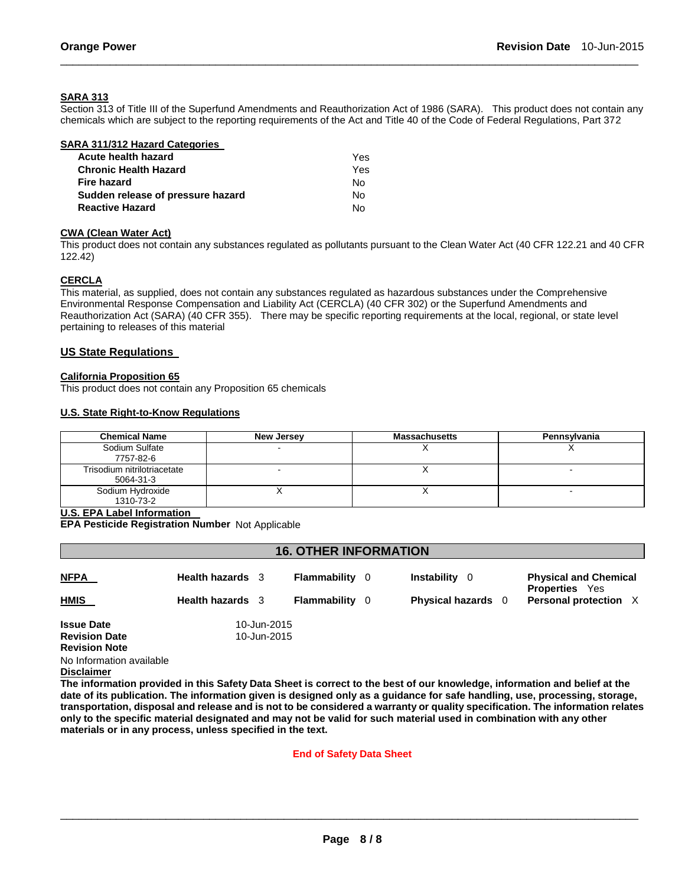### SARA 313

Section 313 of Title III of the Superfund Amendments and Reauthorization Act of 1986 (SARA). This product does not contain any chemicals which are subject to the reporting requirements of the Act and Title 40 of the Code of Federal Regulations, Part 372

### SARA 311/312 Hazard Categories

| | |
|---|---|
| **Acute health hazard** | Yes |
| **Chronic Health Hazard** | Yes |
| **Fire hazard** | No |
| **Sudden release of pressure hazard** | No |
| **Reactive Hazard** | No |

### CWA (Clean Water Act)

This product does not contain any substances regulated as pollutants pursuant to the Clean Water Act (40 CFR 122.21 and 40 CFR 122.42)

### CERCLA

This material, as supplied, does not contain any substances regulated as hazardous substances under the Comprehensive Environmental Response Compensation and Liability Act (CERCLA) (40 CFR 302) or the Superfund Amendments and Reauthorization Act (SARA) (40 CFR 355). There may be specific reporting requirements at the local, regional, or state level pertaining to releases of this material

## US State Regulations

### California Proposition 65

This product does not contain any Proposition 65 chemicals

### U.S. State Right-to-Know Regulations

| Chemical Name | New Jersey | Massachusetts | Pennsylvania |
|---|---|---|---|
| Sodium Sulfate<br>7757-82-6 | - | X | X |
| Trisodium nitrilotriacetate<br>5064-31-3 | - | X | - |
| Sodium Hydroxide<br>1310-73-2 | X | X | - |

### U.S. EPA Label Information

**EPA Pesticide Registration Number** Not Applicable

## 16. OTHER INFORMATION

| | | | | |
|---|---|---|---|---|
| **NFPA** | **Health hazards** 3 | **Flammability** 0 | **Instability** 0 | **Physical and Chemical Properties** Yes |
| **HMIS** | **Health hazards** 3 | **Flammability** 0 | **Physical hazards** 0 | **Personal protection** X |

**Issue Date** 10-Jun-2015
**Revision Date** 10-Jun-2015
**Revision Note**

No Information available

**Disclaimer**

**The information provided in this Safety Data Sheet is correct to the best of our knowledge, information and belief at the date of its publication. The information given is designed only as a guidance for safe handling, use, processing, storage, transportation, disposal and release and is not to be considered a warranty or quality specification. The information relates only to the specific material designated and may not be valid for such material used in combination with any other materials or in any process, unless specified in the text.**

**End of Safety Data Sheet**